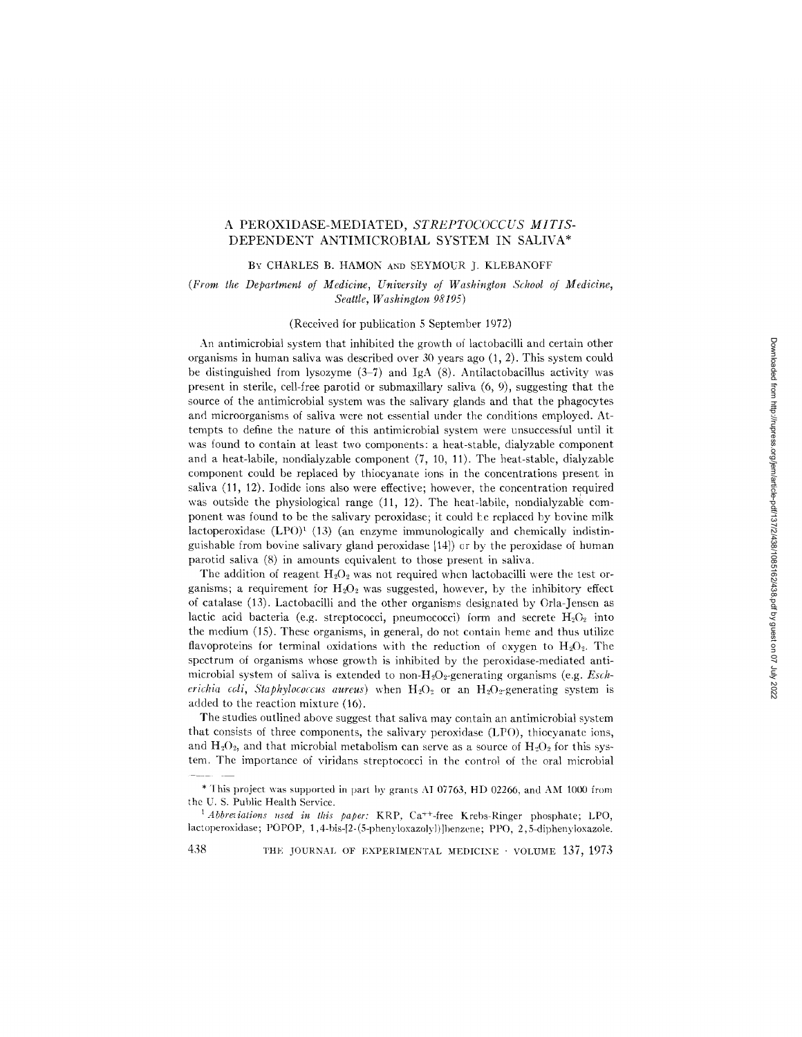# A PEROXIDASE-MEDIATED, *STREPTOCOCCUS MITIS*-DEPENDENT ANTIMICROBIAL SYSTEM IN SALIVA*

By CHARLES B. HAMON AND SEYMOUR J. KLEBANOFF

*(From the Department of Medicine, University of Washington School of Medicine, Seattle, Washington 98195)*

(Received for publication 5 September 1972)

An antimicrobial system that inhibited the growth of lactobacilli and certain other organisms in human saliva was described over 30 years ago (1, 2). This system could be distinguished from lysozyme (3–7) and IgA (8). Antilactobacillus activity was present in sterile, cell-free parotid or submaxillary saliva (6, 9), suggesting that the source of the antimicrobial system was the salivary glands and that the phagocytes and microorganisms of saliva were not essential under the conditions employed. Attempts to define the nature of this antimicrobial system were unsuccessful until it was found to contain at least two components: a heat-stable, dialyzable component and a heat-labile, nondialyzable component (7, 10, 11). The heat-stable, dialyzable component could be replaced by thiocyanate ions in the concentrations present in saliva (11, 12). Iodide ions also were effective; however, the concentration required was outside the physiological range (11, 12). The heat-labile, nondialyzable component was found to be the salivary peroxidase; it could be replaced by bovine milk lactoperoxidase (LPO)[1] (13) (an enzyme immunologically and chemically indistinguishable from bovine salivary gland peroxidase [14]) or by the peroxidase of human parotid saliva (8) in amounts equivalent to those present in saliva.

The addition of reagent $H_2O_2$ was not required when lactobacilli were the test organisms; a requirement for $H_2O_2$ was suggested, however, by the inhibitory effect of catalase (13). Lactobacilli and the other organisms designated by Orla-Jensen as lactic acid bacteria (e.g. streptococci, pneumococci) form and secrete $H_2O_2$ into the medium (15). These organisms, in general, do not contain heme and thus utilize flavoproteins for terminal oxidations with the reduction of oxygen to $H_2O_2$. The spectrum of organisms whose growth is inhibited by the peroxidase-mediated antimicrobial system of saliva is extended to non-$H_2O_2$-generating organisms (e.g. *Escherichia coli*, *Staphylococcus aureus*) when $H_2O_2$ or an $H_2O_2$-generating system is added to the reaction mixture (16).

The studies outlined above suggest that saliva may contain an antimicrobial system that consists of three components, the salivary peroxidase (LPO), thiocyanate ions, and $H_2O_2$, and that microbial metabolism can serve as a source of $H_2O_2$ for this system. The importance of viridans streptococci in the control of the oral microbial

\* This project was supported in part by grants AI 07763, HD 02266, and AM 1000 from the U. S. Public Health Service.

[1] *Abbreviations used in this paper:* KRP, $Ca^{++}$-free Krebs-Ringer phosphate; LPO, lactoperoxidase; POPOP, 1,4-bis-[2-(5-phenyloxazolyl)]benzene; PPO, 2,5-diphenyloxazole.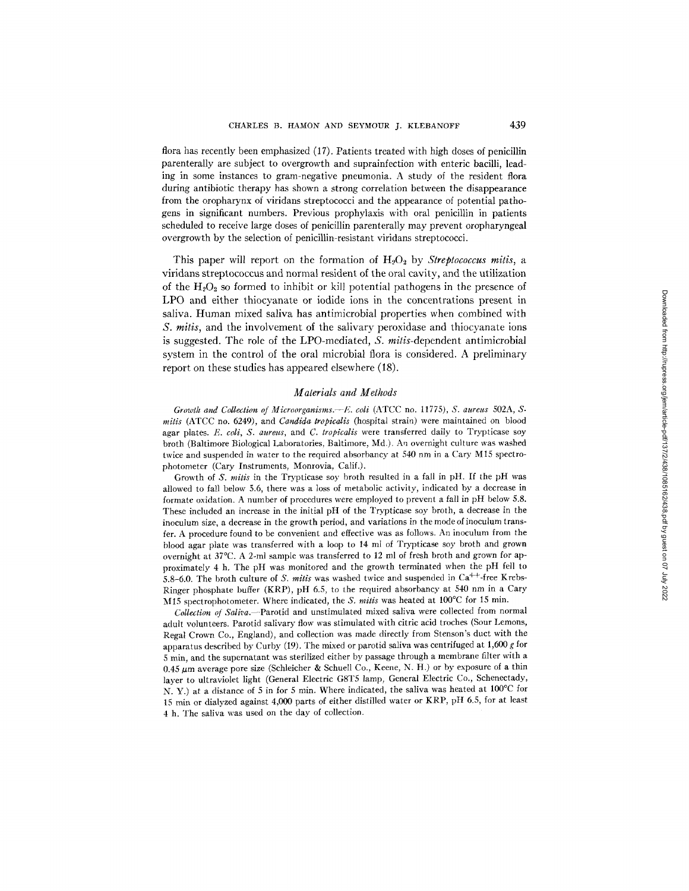flora has recently been emphasized (17). Patients treated with high doses of penicillin parenterally are subject to overgrowth and suprainfection with enteric bacilli, leading in some instances to gram-negative pneumonia. A study of the resident flora during antibiotic therapy has shown a strong correlation between the disappearance from the oropharynx of viridans streptococci and the appearance of potential pathogens in significant numbers. Previous prophylaxis with oral penicillin in patients scheduled to receive large doses of penicillin parenterally may prevent oropharyngeal overgrowth by the selection of penicillin-resistant viridans streptococci.

This paper will report on the formation of $H_2O_2$ by *Streptococcus mitis*, a viridans streptococcus and normal resident of the oral cavity, and the utilization of the $H_2O_2$ so formed to inhibit or kill potential pathogens in the presence of LPO and either thiocyanate or iodide ions in the concentrations present in saliva. Human mixed saliva has antimicrobial properties when combined with *S. mitis*, and the involvement of the salivary peroxidase and thiocyanate ions is suggested. The role of the LPO-mediated, *S. mitis*-dependent antimicrobial system in the control of the oral microbial flora is considered. A preliminary report on these studies has appeared elsewhere (18).

## *Materials and Methods*

*Growth and Collection of Microorganisms.*—*E. coli* (ATCC no. 11775), *S. aureus* 502A, *S. mitis* (ATCC no. 6249), and *Candida tropicalis* (hospital strain) were maintained on blood agar plates. *E. coli*, *S. aureus*, and *C. tropicalis* were transferred daily to Trypticase soy broth (Baltimore Biological Laboratories, Baltimore, Md.). An overnight culture was washed twice and suspended in water to the required absorbancy at 540 nm in a Cary M15 spectrophotometer (Cary Instruments, Monrovia, Calif.).

Growth of *S. mitis* in the Trypticase soy broth resulted in a fall in pH. If the pH was allowed to fall below 5.6, there was a loss of metabolic activity, indicated by a decrease in formate oxidation. A number of procedures were employed to prevent a fall in pH below 5.8. These included an increase in the initial pH of the Trypticase soy broth, a decrease in the inoculum size, a decrease in the growth period, and variations in the mode of inoculum transfer. A procedure found to be convenient and effective was as follows. An inoculum from the blood agar plate was transferred with a loop to 14 ml of Trypticase soy broth and grown overnight at 37°C. A 2-ml sample was transferred to 12 ml of fresh broth and grown for approximately 4 h. The pH was monitored and the growth terminated when the pH fell to 5.8–6.0. The broth culture of *S. mitis* was washed twice and suspended in $Ca^{++}$-free Krebs-Ringer phosphate buffer (KRP), pH 6.5, to the required absorbancy at 540 nm in a Cary M15 spectrophotometer. Where indicated, the *S. mitis* was heated at 100°C for 15 min.

*Collection of Saliva.*—Parotid and unstimulated mixed saliva were collected from normal adult volunteers. Parotid salivary flow was stimulated with citric acid troches (Sour Lemons, Regal Crown Co., England), and collection was made directly from Stenson's duct with the apparatus described by Curby (19). The mixed or parotid saliva was centrifuged at 1,600 *g* for 5 min, and the supernatant was sterilized either by passage through a membrane filter with a 0.45 μm average pore size (Schleicher & Schuell Co., Keene, N. H.) or by exposure of a thin layer to ultraviolet light (General Electric G8T5 lamp, General Electric Co., Schenectady, N. Y.) at a distance of 5 in for 5 min. Where indicated, the saliva was heated at 100°C for 15 min or dialyzed against 4,000 parts of either distilled water or KRP, pH 6.5, for at least 4 h. The saliva was used on the day of collection.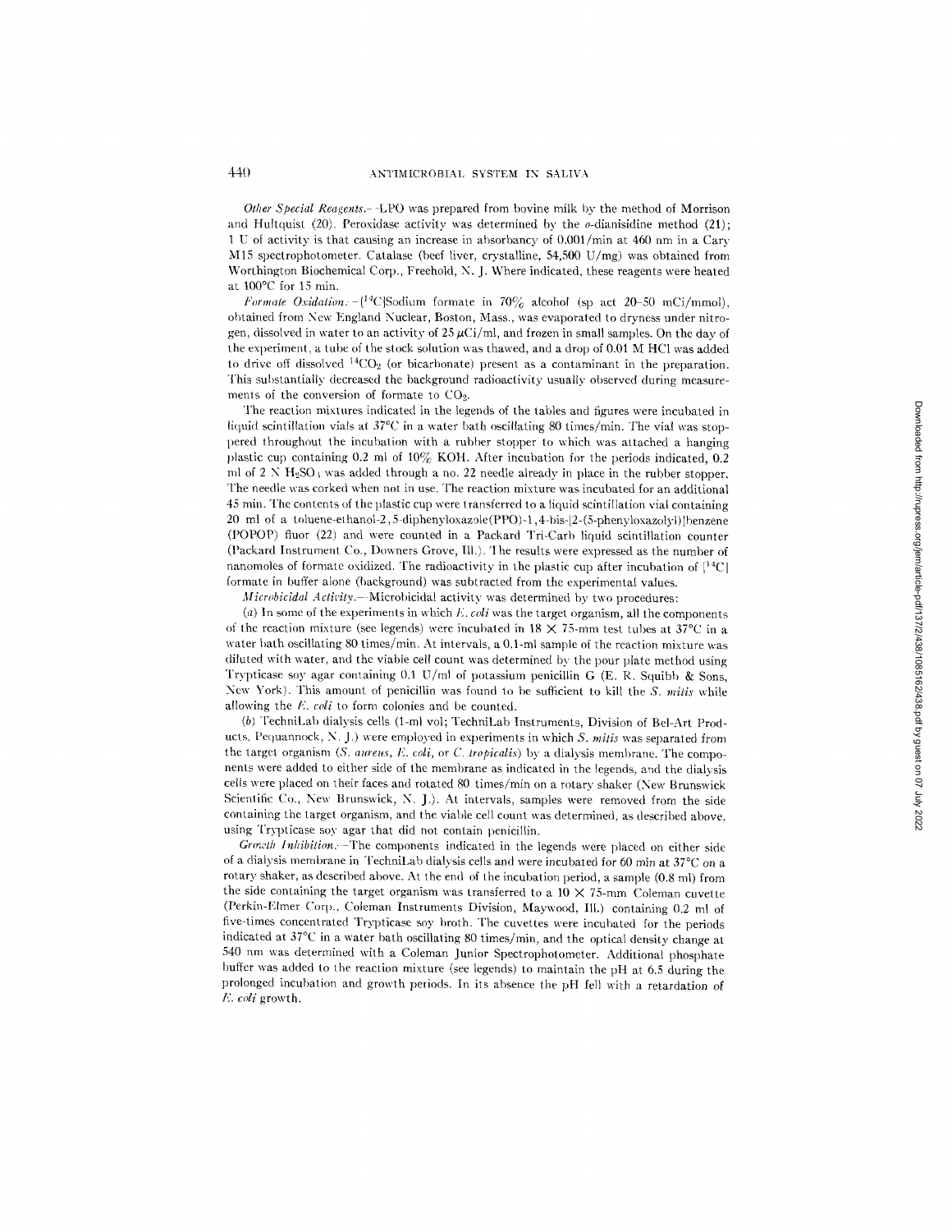*Other Special Reagents.*—LPO was prepared from bovine milk by the method of Morrison and Hultquist (20). Peroxidase activity was determined by the *o*-dianisidine method (21); 1 U of activity is that causing an increase in absorbancy of 0.001/min at 460 nm in a Cary M15 spectrophotometer. Catalase (beef liver, crystalline, 54,500 U/mg) was obtained from Worthington Biochemical Corp., Freehold, N. J. Where indicated, these reagents were heated at 100°C for 15 min.

*Formate Oxidation.*—[$^{14}$C]Sodium formate in 70% alcohol (sp act 20–50 mCi/mmol), obtained from New England Nuclear, Boston, Mass., was evaporated to dryness under nitrogen, dissolved in water to an activity of 25 $\mu$Ci/ml, and frozen in small samples. On the day of the experiment, a tube of the stock solution was thawed, and a drop of 0.01 M HCl was added to drive off dissolved $^{14}CO_2$ (or bicarbonate) present as a contaminant in the preparation. This substantially decreased the background radioactivity usually observed during measurements of the conversion of formate to $CO_2$.

The reaction mixtures indicated in the legends of the tables and figures were incubated in liquid scintillation vials at 37°C in a water bath oscillating 80 times/min. The vial was stoppered throughout the incubation with a rubber stopper to which was attached a hanging plastic cup containing 0.2 ml of 10% KOH. After incubation for the periods indicated, 0.2 ml of 2 N $H_2SO_4$ was added through a no. 22 needle already in place in the rubber stopper. The needle was corked when not in use. The reaction mixture was incubated for an additional 45 min. The contents of the plastic cup were transferred to a liquid scintillation vial containing 20 ml of a toluene-ethanol-2,5-diphenyloxazole(PPO)-1,4-bis-[2-(5-phenyloxazolyl)]benzene (POPOP) fluor (22) and were counted in a Packard Tri-Carb liquid scintillation counter (Packard Instrument Co., Downers Grove, Ill.). The results were expressed as the number of nanomoles of formate oxidized. The radioactivity in the plastic cup after incubation of [$^{14}$C] formate in buffer alone (background) was subtracted from the experimental values.

*Microbicidal Activity.*—Microbicidal activity was determined by two procedures:

(*a*) In some of the experiments in which *E. coli* was the target organism, all the components of the reaction mixture (see legends) were incubated in 18 × 75-mm test tubes at 37°C in a water bath oscillating 80 times/min. At intervals, a 0.1-ml sample of the reaction mixture was diluted with water, and the viable cell count was determined by the pour plate method using Trypticase soy agar containing 0.1 U/ml of potassium penicillin G (E. R. Squibb & Sons, New York). This amount of penicillin was found to be sufficient to kill the *S. mitis* while allowing the *E. coli* to form colonies and be counted.

(*b*) TechniLab dialysis cells (1-ml vol; TechniLab Instruments, Division of Bel-Art Products, Pequannock, N. J.) were employed in experiments in which *S. mitis* was separated from the target organism (*S. aureus*, *E. coli*, or *C. tropicalis*) by a dialysis membrane. The components were added to either side of the membrane as indicated in the legends, and the dialysis cells were placed on their faces and rotated 80 times/min on a rotary shaker (New Brunswick Scientific Co., New Brunswick, N. J.). At intervals, samples were removed from the side containing the target organism, and the viable cell count was determined, as described above, using Trypticase soy agar that did not contain penicillin.

*Growth Inhibition.*—The components indicated in the legends were placed on either side of a dialysis membrane in TechniLab dialysis cells and were incubated for 60 min at 37°C on a rotary shaker, as described above. At the end of the incubation period, a sample (0.8 ml) from the side containing the target organism was transferred to a 10 × 75-mm Coleman cuvette (Perkin-Elmer Corp., Coleman Instruments Division, Maywood, Ill.) containing 0.2 ml of five-times concentrated Trypticase soy broth. The cuvettes were incubated for the periods indicated at 37°C in a water bath oscillating 80 times/min, and the optical density change at 540 nm was determined with a Coleman Junior Spectrophotometer. Additional phosphate buffer was added to the reaction mixture (see legends) to maintain the pH at 6.5 during the prolonged incubation and growth periods. In its absence the pH fell with a retardation of *E. coli* growth.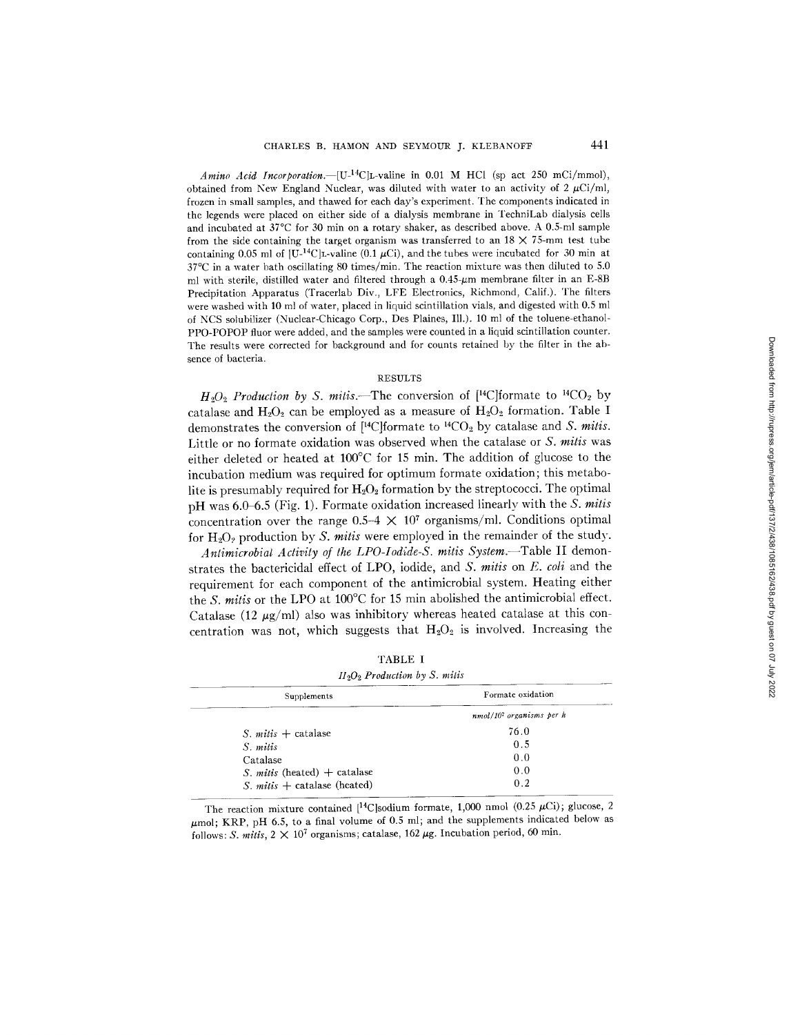*Amino Acid Incorporation.*—[U-$^{14}$C]L-valine in 0.01 M HCl (sp act 250 mCi/mmol), obtained from New England Nuclear, was diluted with water to an activity of 2 $\mu$Ci/ml, frozen in small samples, and thawed for each day's experiment. The components indicated in the legends were placed on either side of a dialysis membrane in TechniLab dialysis cells and incubated at 37°C for 30 min on a rotary shaker, as described above. A 0.5-ml sample from the side containing the target organism was transferred to an 18 × 75-mm test tube containing 0.05 ml of [U-$^{14}$C]L-valine (0.1 $\mu$Ci), and the tubes were incubated for 30 min at 37°C in a water bath oscillating 80 times/min. The reaction mixture was then diluted to 5.0 ml with sterile, distilled water and filtered through a 0.45-$\mu$m membrane filter in an E-8B Precipitation Apparatus (Tracerlab Div., LFE Electronics, Richmond, Calif.). The filters were washed with 10 ml of water, placed in liquid scintillation vials, and digested with 0.5 ml of NCS solubilizer (Nuclear-Chicago Corp., Des Plaines, Ill.). 10 ml of the toluene-ethanol-PPO-POPOP fluor were added, and the samples were counted in a liquid scintillation counter. The results were corrected for background and for counts retained by the filter in the absence of bacteria.

## RESULTS

*$H_2O_2$ Production by S. mitis.*—The conversion of [$^{14}$C]formate to $^{14}CO_2$ by catalase and $H_2O_2$ can be employed as a measure of $H_2O_2$ formation. Table I demonstrates the conversion of [$^{14}$C]formate to $^{14}CO_2$ by catalase and *S. mitis*. Little or no formate oxidation was observed when the catalase or *S. mitis* was either deleted or heated at 100°C for 15 min. The addition of glucose to the incubation medium was required for optimum formate oxidation; this metabolite is presumably required for $H_2O_2$ formation by the streptococci. The optimal pH was 6.0–6.5 (Fig. 1). Formate oxidation increased linearly with the *S. mitis* concentration over the range 0.5–4 × $10^7$ organisms/ml. Conditions optimal for $H_2O_2$ production by *S. mitis* were employed in the remainder of the study.

*Antimicrobial Activity of the LPO-Iodide-S. mitis System.*—Table II demonstrates the bactericidal effect of LPO, iodide, and *S. mitis* on *E. coli* and the requirement for each component of the antimicrobial system. Heating either the *S. mitis* or the LPO at 100°C for 15 min abolished the antimicrobial effect. Catalase (12 $\mu$g/ml) also was inhibitory whereas heated catalase at this concentration was not, which suggests that $H_2O_2$ is involved. Increasing the

TABLE I

*$H_2O_2$ Production by S. mitis*

| Supplements | Formate oxidation |
|---|---|
| | *nmol/$10^7$ organisms per h* |
| *S. mitis* + catalase | 76.0 |
| *S. mitis* | 0.5 |
| Catalase | 0.0 |
| *S. mitis* (heated) + catalase | 0.0 |
| *S. mitis* + catalase (heated) | 0.2 |

The reaction mixture contained [$^{14}$C]sodium formate, 1,000 nmol (0.25 $\mu$Ci); glucose, 2 $\mu$mol; KRP, pH 6.5, to a final volume of 0.5 ml; and the supplements indicated below as follows: *S. mitis*, 2 × $10^7$ organisms; catalase, 162 $\mu$g. Incubation period, 60 min.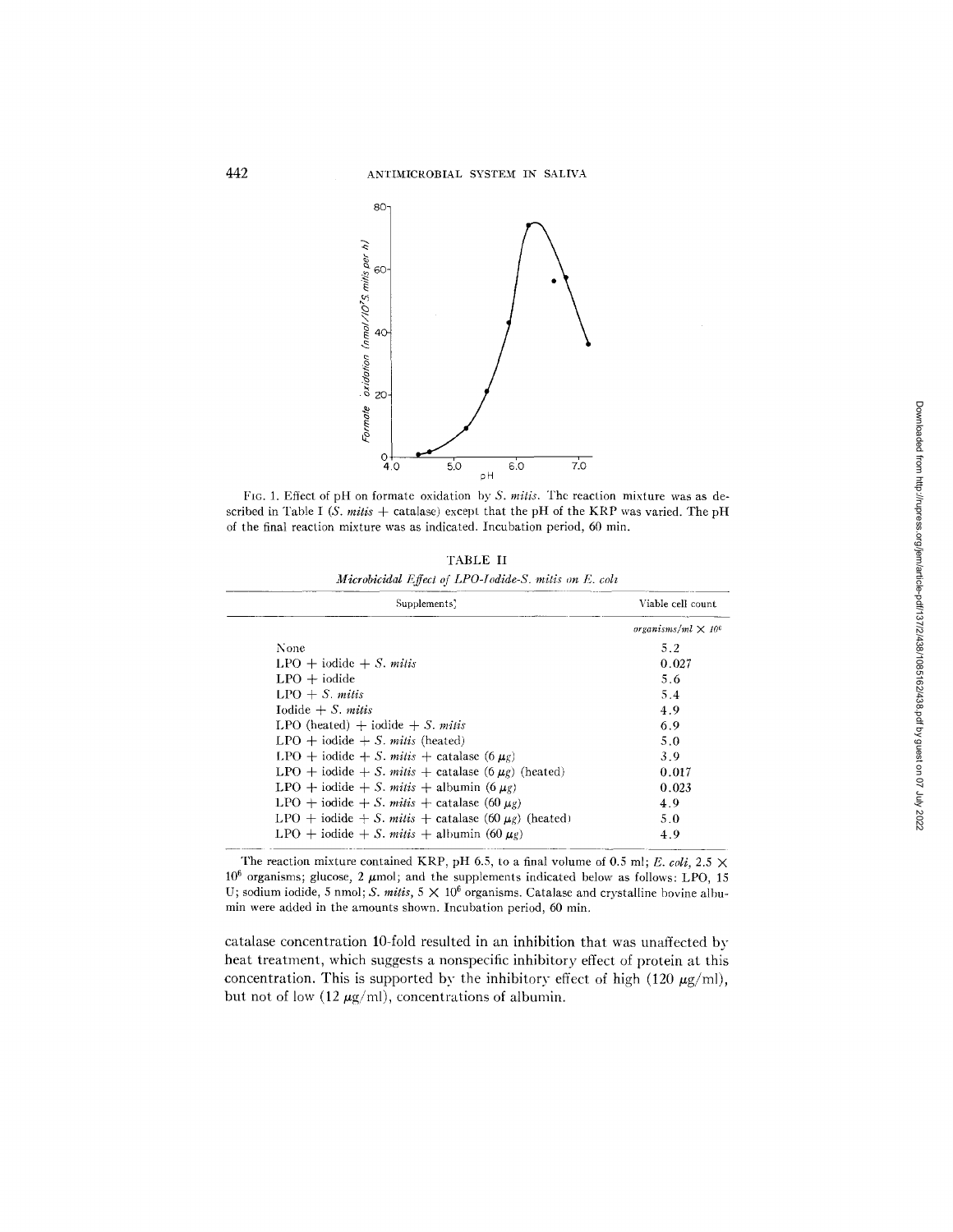FIG. 1. Effect of pH on formate oxidation by *S. mitis*. The reaction mixture was as described in Table I (*S. mitis* + catalase) except that the pH of the KRP was varied. The pH of the final reaction mixture was as indicated. Incubation period, 60 min.

TABLE II

*Microbicidal Effect of LPO-Iodide-S. mitis on E. coli*

| Supplements | Viable cell count |
|---|---|
| | *organisms/ml* $\times 10^6$ |
| None | 5.2 |
| LPO + iodide + *S. mitis* | 0.027 |
| LPO + iodide | 5.6 |
| LPO + *S. mitis* | 5.4 |
| Iodide + *S. mitis* | 4.9 |
| LPO (heated) + iodide + *S. mitis* | 6.9 |
| LPO + iodide + *S. mitis* (heated) | 5.0 |
| LPO + iodide + *S. mitis* + catalase (6 $\mu$g) | 3.9 |
| LPO + iodide + *S. mitis* + catalase (6 $\mu$g) (heated) | 0.017 |
| LPO + iodide + *S. mitis* + albumin (6 $\mu$g) | 0.023 |
| LPO + iodide + *S. mitis* + catalase (60 $\mu$g) | 4.9 |
| LPO + iodide + *S. mitis* + catalase (60 $\mu$g) (heated) | 5.0 |
| LPO + iodide + *S. mitis* + albumin (60 $\mu$g) | 4.9 |

The reaction mixture contained KRP, pH 6.5, to a final volume of 0.5 ml; *E. coli*, 2.5 $\times$ $10^6$ organisms; glucose, 2 $\mu$mol; and the supplements indicated below as follows: LPO, 15 U; sodium iodide, 5 nmol; *S. mitis*, 5 $\times$ $10^6$ organisms. Catalase and crystalline bovine albumin were added in the amounts shown. Incubation period, 60 min.

catalase concentration 10-fold resulted in an inhibition that was unaffected by heat treatment, which suggests a nonspecific inhibitory effect of protein at this concentration. This is supported by the inhibitory effect of high (120 $\mu$g/ml), but not of low (12 $\mu$g/ml), concentrations of albumin.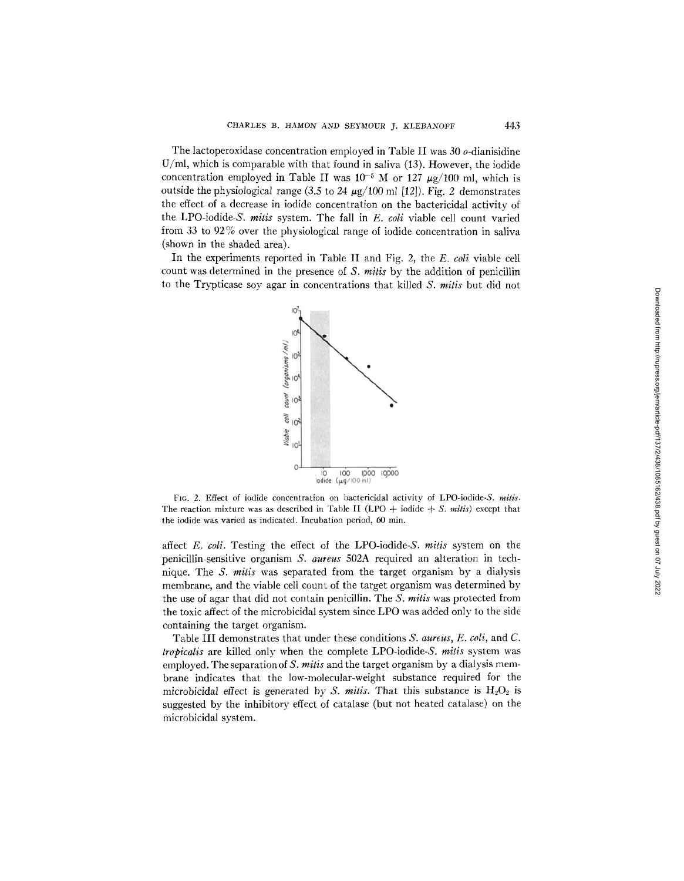The lactoperoxidase concentration employed in Table II was 30 *o*-dianisidine U/ml, which is comparable with that found in saliva (13). However, the iodide concentration employed in Table II was $10^{-5}$ M or 127 $\mu$g/100 ml, which is outside the physiological range (3.5 to 24 $\mu$g/100 ml [12]). Fig. 2 demonstrates the effect of a decrease in iodide concentration on the bactericidal activity of the LPO-iodide-*S. mitis* system. The fall in *E. coli* viable cell count varied from 33 to 92% over the physiological range of iodide concentration in saliva (shown in the shaded area).

In the experiments reported in Table II and Fig. 2, the *E. coli* viable cell count was determined in the presence of *S. mitis* by the addition of penicillin to the Trypticase soy agar in concentrations that killed *S. mitis* but did not affect *E. coli*. Testing the effect of the LPO-iodide-*S. mitis* system on the penicillin-sensitive organism *S. aureus* 502A required an alteration in technique. The *S. mitis* was separated from the target organism by a dialysis membrane, and the viable cell count of the target organism was determined by the use of agar that did not contain penicillin. The *S. mitis* was protected from the toxic affect of the microbicidal system since LPO was added only to the side containing the target organism.

FIG. 2. Effect of iodide concentration on bactericidal activity of LPO-iodide-*S. mitis*. The reaction mixture was as described in Table II (LPO + iodide + *S. mitis*) except that the iodide was varied as indicated. Incubation period, 60 min.

Table III demonstrates that under these conditions *S. aureus*, *E. coli*, and *C. tropicalis* are killed only when the complete LPO-iodide-*S. mitis* system was employed. The separation of *S. mitis* and the target organism by a dialysis membrane indicates that the low-molecular-weight substance required for the microbicidal effect is generated by *S. mitis*. That this substance is $H_2O_2$ is suggested by the inhibitory effect of catalase (but not heated catalase) on the microbicidal system.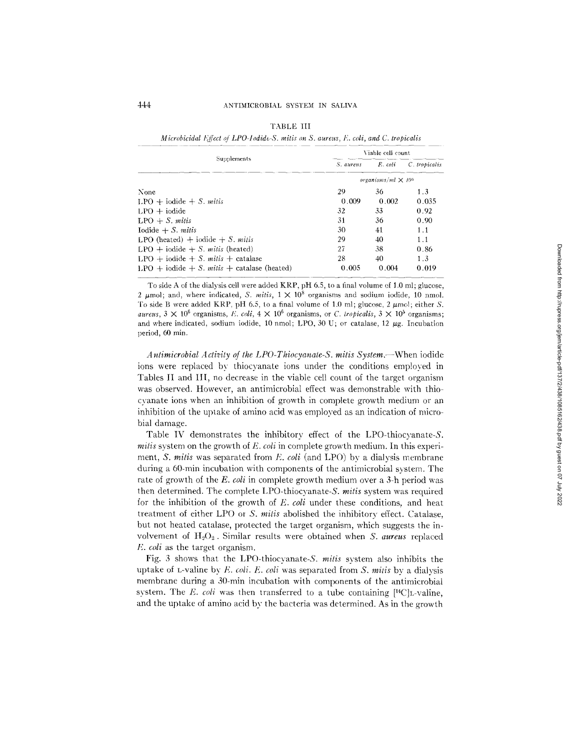TABLE III

*Microbicidal Effect of LPO-Iodide-S. mitis on S. aureus, E. coli, and C. tropicalis*

| Supplements | Viable cell count | | |
|---|---|---|---|
| | *S. aureus* | *E. coli* | *C. tropicalis* |
| | *organisms/ml* $\times 10^5$ | | |
| None | 29 | 36 | 1.3 |
| LPO + iodide + *S. mitis* | 0.009 | 0.002 | 0.035 |
| LPO + iodide | 32 | 33 | 0.92 |
| LPO + *S. mitis* | 31 | 36 | 0.90 |
| Iodide + *S. mitis* | 30 | 41 | 1.1 |
| LPO (heated) + iodide + *S. mitis* | 29 | 40 | 1.1 |
| LPO + iodide + *S. mitis* (heated) | 27 | 38 | 0.86 |
| LPO + iodide + *S. mitis* + catalase | 28 | 40 | 1.3 |
| LPO + iodide + *S. mitis* + catalase (heated) | 0.005 | 0.004 | 0.019 |

To side A of the dialysis cell were added KRP, pH 6.5, to a final volume of 1.0 ml; glucose, 2 μmol; and, where indicated, *S. mitis*, $1 \times 10^8$ organisms and sodium iodide, 10 nmol. To side B were added KRP, pH 6.5, to a final volume of 1.0 ml; glucose, 2 μmol; either *S. aureus*, $3 \times 10^6$ organisms, *E. coli*, $4 \times 10^6$ organisms, or *C. tropicalis*, $3 \times 10^5$ organisms; and where indicated, sodium iodide, 10 nmol; LPO, 30 U; or catalase, 12 μg. Incubation period, 60 min.

*Antimicrobial Activity of the LPO-Thiocyanate-S. mitis System.*—When iodide ions were replaced by thiocyanate ions under the conditions employed in Tables II and III, no decrease in the viable cell count of the target organism was observed. However, an antimicrobial effect was demonstrable with thiocyanate ions when an inhibition of growth in complete growth medium or an inhibition of the uptake of amino acid was employed as an indication of microbial damage.

Table IV demonstrates the inhibitory effect of the LPO-thiocyanate-*S. mitis* system on the growth of *E. coli* in complete growth medium. In this experiment, *S. mitis* was separated from *E. coli* (and LPO) by a dialysis membrane during a 60-min incubation with components of the antimicrobial system. The rate of growth of the *E. coli* in complete growth medium over a 3-h period was then determined. The complete LPO-thiocyanate-*S. mitis* system was required for the inhibition of the growth of *E. coli* under these conditions, and heat treatment of either LPO or *S. mitis* abolished the inhibitory effect. Catalase, but not heated catalase, protected the target organism, which suggests the involvement of $H_2O_2$. Similar results were obtained when *S. aureus* replaced *E. coli* as the target organism.

Fig. 3 shows that the LPO-thiocyanate-*S. mitis* system also inhibits the uptake of L-valine by *E. coli*. *E. coli* was separated from *S. mitis* by a dialysis membrane during a 30-min incubation with components of the antimicrobial system. The *E. coli* was then transferred to a tube containing [$^{14}$C]L-valine, and the uptake of amino acid by the bacteria was determined. As in the growth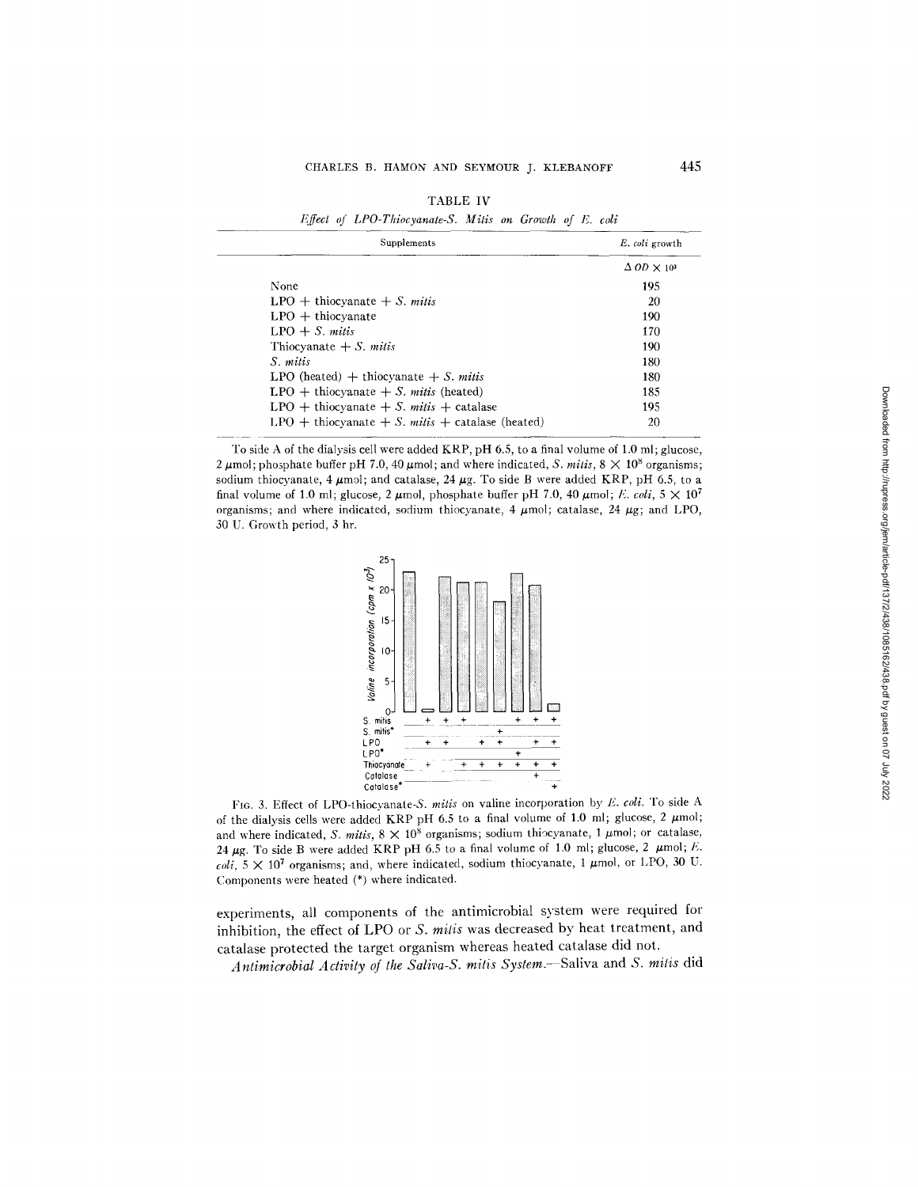TABLE IV

*Effect of LPO-Thiocyanate-S. Mitis on Growth of E. coli*

| Supplements | *E. coli* growth |
|---|---|
| | $\Delta$ *OD* $\times 10^3$ |
| None | 195 |
| LPO + thiocyanate + *S. mitis* | 20 |
| LPO + thiocyanate | 190 |
| LPO + *S. mitis* | 170 |
| Thiocyanate + *S. mitis* | 190 |
| *S. mitis* | 180 |
| LPO (heated) + thiocyanate + *S. mitis* | 180 |
| LPO + thiocyanate + *S. mitis* (heated) | 185 |
| LPO + thiocyanate + *S. mitis* + catalase | 195 |
| LPO + thiocyanate + *S. mitis* + catalase (heated) | 20 |

To side A of the dialysis cell were added KRP, pH 6.5, to a final volume of 1.0 ml; glucose, 2 $\mu$mol; phosphate buffer pH 7.0, 40 $\mu$mol; and where indicated, *S. mitis*, $8 \times 10^8$ organisms; sodium thiocyanate, 4 $\mu$mol; and catalase, 24 $\mu$g. To side B were added KRP, pH 6.5, to a final volume of 1.0 ml; glucose, 2 $\mu$mol, phosphate buffer pH 7.0, 40 $\mu$mol; *E. coli*, $5 \times 10^7$ organisms; and where indicated, sodium thiocyanate, 4 $\mu$mol; catalase, 24 $\mu$g; and LPO, 30 U. Growth period, 3 hr.

FIG. 3. Effect of LPO-thiocyanate-*S. mitis* on valine incorporation by *E. coli*. To side A of the dialysis cells were added KRP pH 6.5 to a final volume of 1.0 ml; glucose, 2 $\mu$mol; and where indicated, *S. mitis*, $8 \times 10^8$ organisms; sodium thiocyanate, 1 $\mu$mol; or catalase, 24 $\mu$g. To side B were added KRP pH 6.5 to a final volume of 1.0 ml; glucose, 2 $\mu$mol; *E. coli*, $5 \times 10^7$ organisms; and, where indicated, sodium thiocyanate, 1 $\mu$mol, or LPO, 30 U. Components were heated (*) where indicated.

experiments, all components of the antimicrobial system were required for inhibition, the effect of LPO or *S. mitis* was decreased by heat treatment, and catalase protected the target organism whereas heated catalase did not.

*Antimicrobial Activity of the Saliva-S. mitis System.*—Saliva and *S. mitis* did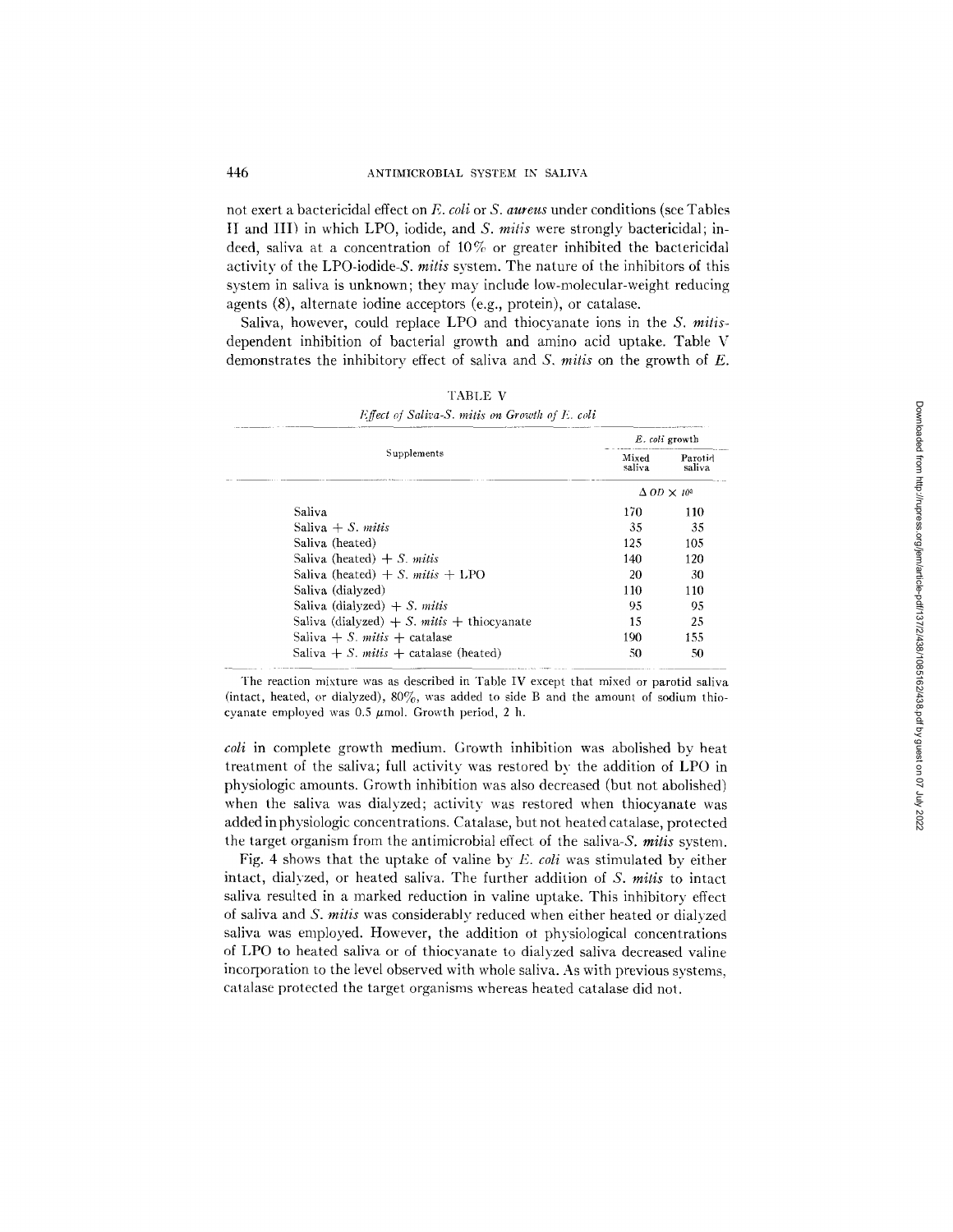not exert a bactericidal effect on *E. coli* or *S. aureus* under conditions (see Tables II and III) in which LPO, iodide, and *S. mitis* were strongly bactericidal; indeed, saliva at a concentration of 10% or greater inhibited the bactericidal activity of the LPO-iodide-*S. mitis* system. The nature of the inhibitors of this system in saliva is unknown; they may include low-molecular-weight reducing agents (8), alternate iodine acceptors (e.g., protein), or catalase.

Saliva, however, could replace LPO and thiocyanate ions in the *S. mitis*-dependent inhibition of bacterial growth and amino acid uptake. Table V demonstrates the inhibitory effect of saliva and *S. mitis* on the growth of *E. coli* in complete growth medium. Growth inhibition was abolished by heat treatment of the saliva; full activity was restored by the addition of LPO in physiologic amounts. Growth inhibition was also decreased (but not abolished) when the saliva was dialyzed; activity was restored when thiocyanate was added in physiologic concentrations. Catalase, but not heated catalase, protected the target organism from the antimicrobial effect of the saliva-*S. mitis* system.

TABLE V

*Effect of Saliva-S. mitis on Growth of E. coli*

| Supplements | *E. coli* growth | |
|---|---|---|
| | Mixed saliva | Parotid saliva |
| | $\Delta OD \times 10^3$ | |
| Saliva | 170 | 110 |
| Saliva + *S. mitis* | 35 | 35 |
| Saliva (heated) | 125 | 105 |
| Saliva (heated) + *S. mitis* | 140 | 120 |
| Saliva (heated) + *S. mitis* + LPO | 20 | 30 |
| Saliva (dialyzed) | 110 | 110 |
| Saliva (dialyzed) + *S. mitis* | 95 | 95 |
| Saliva (dialyzed) + *S. mitis* + thiocyanate | 15 | 25 |
| Saliva + *S. mitis* + catalase | 190 | 155 |
| Saliva + *S. mitis* + catalase (heated) | 50 | 50 |

The reaction mixture was as described in Table IV except that mixed or parotid saliva (intact, heated, or dialyzed), 80%, was added to side B and the amount of sodium thiocyanate employed was 0.5 μmol. Growth period, 2 h.

Fig. 4 shows that the uptake of valine by *E. coli* was stimulated by either intact, dialyzed, or heated saliva. The further addition of *S. mitis* to intact saliva resulted in a marked reduction in valine uptake. This inhibitory effect of saliva and *S. mitis* was considerably reduced when either heated or dialyzed saliva was employed. However, the addition of physiological concentrations of LPO to heated saliva or of thiocyanate to dialyzed saliva decreased valine incorporation to the level observed with whole saliva. As with previous systems, catalase protected the target organisms whereas heated catalase did not.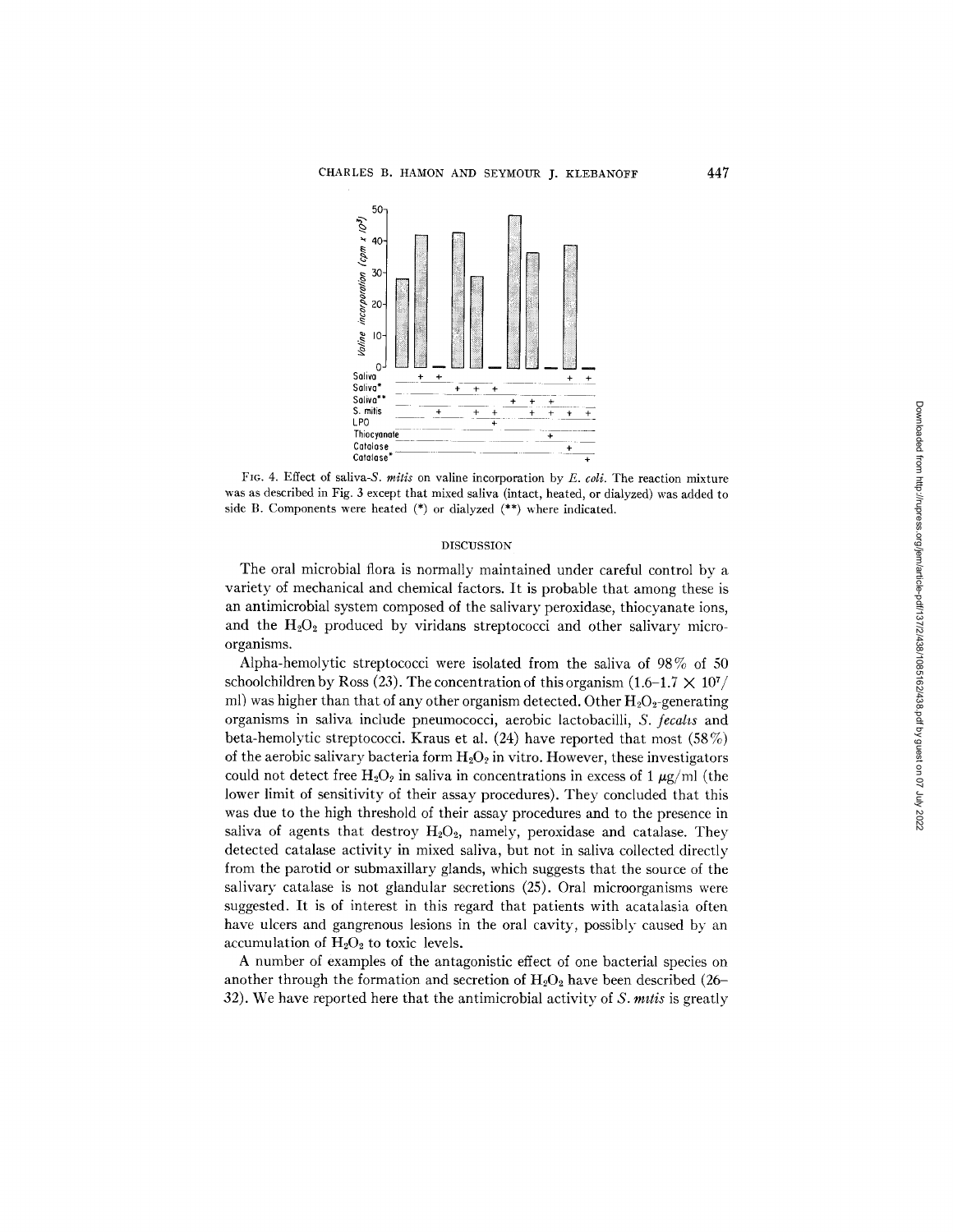FIG. 4. Effect of saliva-*S. mitis* on valine incorporation by *E. coli*. The reaction mixture was as described in Fig. 3 except that mixed saliva (intact, heated, or dialyzed) was added to side B. Components were heated (*) or dialyzed (**) where indicated.

## DISCUSSION

The oral microbial flora is normally maintained under careful control by a variety of mechanical and chemical factors. It is probable that among these is an antimicrobial system composed of the salivary peroxidase, thiocyanate ions, and the $H_2O_2$ produced by viridans streptococci and other salivary microorganisms.

Alpha-hemolytic streptococci were isolated from the saliva of 98% of 50 schoolchildren by Ross (23). The concentration of this organism ($1.6–1.7 \times 10^7$/ml) was higher than that of any other organism detected. Other $H_2O_2$-generating organisms in saliva include pneumococci, aerobic lactobacilli, *S. fecalis* and beta-hemolytic streptococci. Kraus et al. (24) have reported that most (58%) of the aerobic salivary bacteria form $H_2O_2$ in vitro. However, these investigators could not detect free $H_2O_2$ in saliva in concentrations in excess of 1 $\mu$g/ml (the lower limit of sensitivity of their assay procedures). They concluded that this was due to the high threshold of their assay procedures and to the presence in saliva of agents that destroy $H_2O_2$, namely, peroxidase and catalase. They detected catalase activity in mixed saliva, but not in saliva collected directly from the parotid or submaxillary glands, which suggests that the source of the salivary catalase is not glandular secretions (25). Oral microorganisms were suggested. It is of interest in this regard that patients with acatalasia often have ulcers and gangrenous lesions in the oral cavity, possibly caused by an accumulation of $H_2O_2$ to toxic levels.

A number of examples of the antagonistic effect of one bacterial species on another through the formation and secretion of $H_2O_2$ have been described (26–32). We have reported here that the antimicrobial activity of *S. mitis* is greatly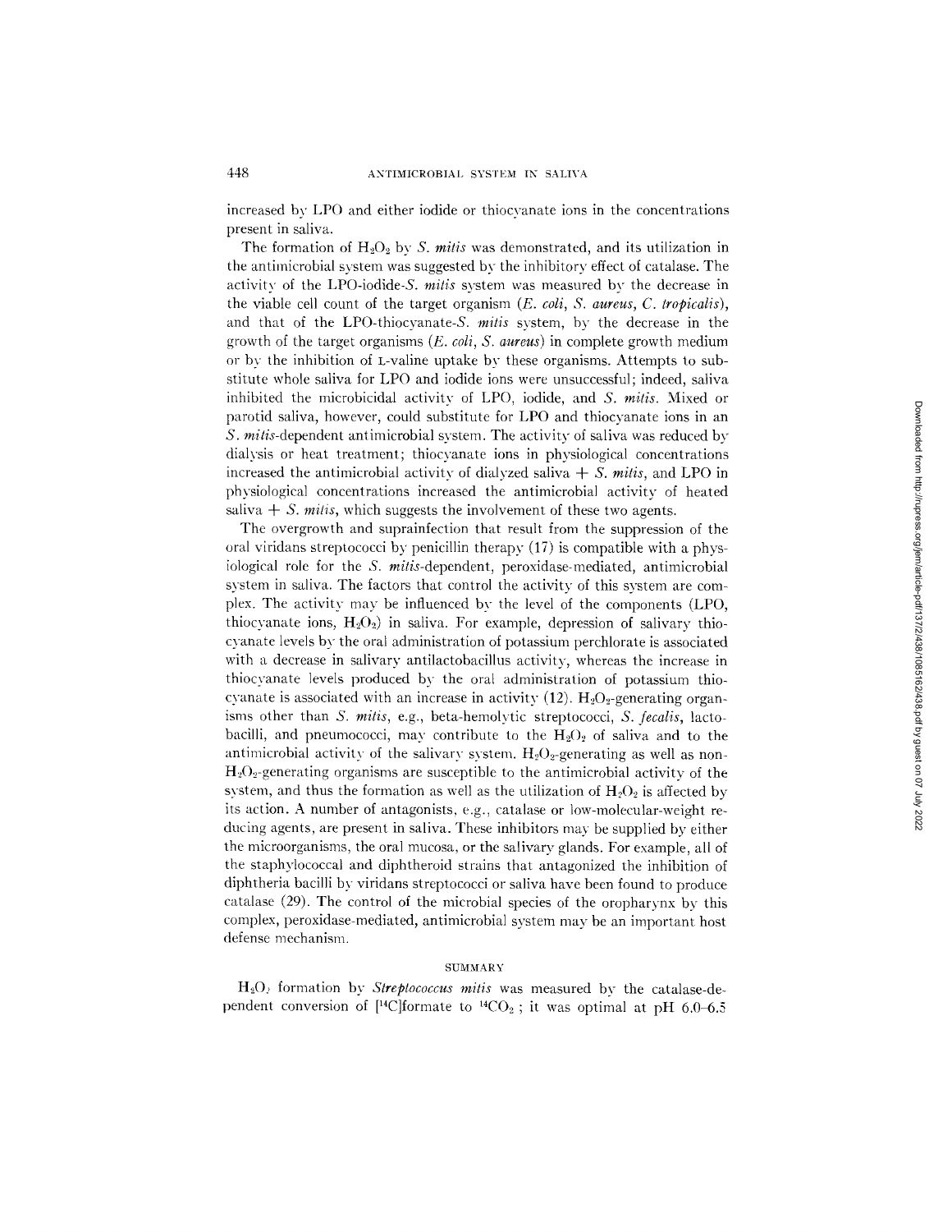increased by LPO and either iodide or thiocyanate ions in the concentrations present in saliva.

The formation of $H_2O_2$ by *S. mitis* was demonstrated, and its utilization in the antimicrobial system was suggested by the inhibitory effect of catalase. The activity of the LPO-iodide-*S. mitis* system was measured by the decrease in the viable cell count of the target organism (*E. coli*, *S. aureus*, *C. tropicalis*), and that of the LPO-thiocyanate-*S. mitis* system, by the decrease in the growth of the target organisms (*E. coli*, *S. aureus*) in complete growth medium or by the inhibition of L-valine uptake by these organisms. Attempts to substitute whole saliva for LPO and iodide ions were unsuccessful; indeed, saliva inhibited the microbicidal activity of LPO, iodide, and *S. mitis*. Mixed or parotid saliva, however, could substitute for LPO and thiocyanate ions in an *S. mitis*-dependent antimicrobial system. The activity of saliva was reduced by dialysis or heat treatment; thiocyanate ions in physiological concentrations increased the antimicrobial activity of dialyzed saliva + *S. mitis*, and LPO in physiological concentrations increased the antimicrobial activity of heated saliva + *S. mitis*, which suggests the involvement of these two agents.

The overgrowth and suprainfection that result from the suppression of the oral viridans streptococci by penicillin therapy (17) is compatible with a physiological role for the *S. mitis*-dependent, peroxidase-mediated, antimicrobial system in saliva. The factors that control the activity of this system are complex. The activity may be influenced by the level of the components (LPO, thiocyanate ions, $H_2O_2$) in saliva. For example, depression of salivary thiocyanate levels by the oral administration of potassium perchlorate is associated with a decrease in salivary antilactobacillus activity, whereas the increase in thiocyanate levels produced by the oral administration of potassium thiocyanate is associated with an increase in activity (12). $H_2O_2$-generating organisms other than *S. mitis*, e.g., beta-hemolytic streptococci, *S. fecalis*, lactobacilli, and pneumococci, may contribute to the $H_2O_2$ of saliva and to the antimicrobial activity of the salivary system. $H_2O_2$-generating as well as non-$H_2O_2$-generating organisms are susceptible to the antimicrobial activity of the system, and thus the formation as well as the utilization of $H_2O_2$ is affected by its action. A number of antagonists, e.g., catalase or low-molecular-weight reducing agents, are present in saliva. These inhibitors may be supplied by either the microorganisms, the oral mucosa, or the salivary glands. For example, all of the staphylococcal and diphtheroid strains that antagonized the inhibition of diphtheria bacilli by viridans streptococci or saliva have been found to produce catalase (29). The control of the microbial species of the oropharynx by this complex, peroxidase-mediated, antimicrobial system may be an important host defense mechanism.

## SUMMARY

$H_2O_2$ formation by *Streptococcus mitis* was measured by the catalase-dependent conversion of [$^{14}$C]formate to $^{14}CO_2$; it was optimal at pH 6.0–6.5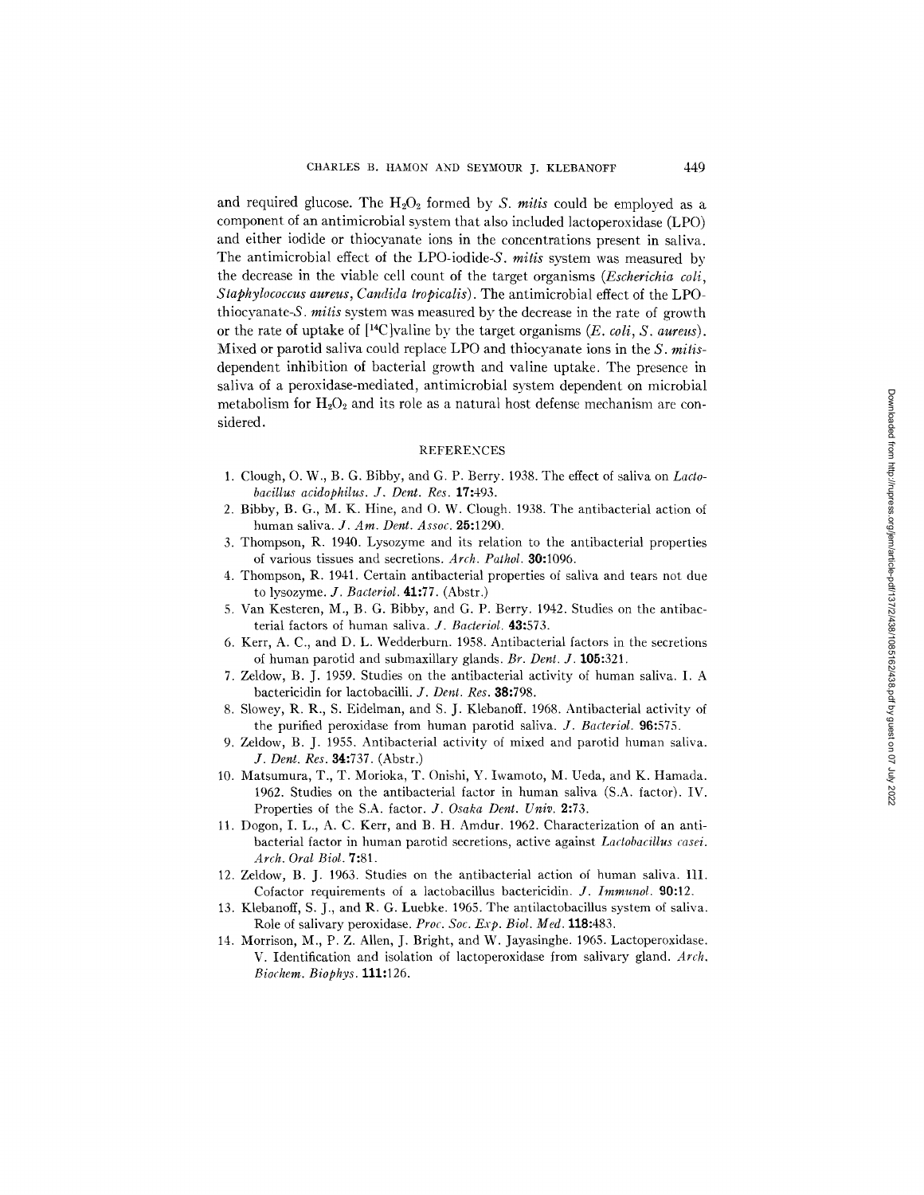and required glucose. The $H_2O_2$ formed by *S. mitis* could be employed as a component of an antimicrobial system that also included lactoperoxidase (LPO) and either iodide or thiocyanate ions in the concentrations present in saliva. The antimicrobial effect of the LPO-iodide-*S. mitis* system was measured by the decrease in the viable cell count of the target organisms (*Escherichia coli*, *Staphylococcus aureus*, *Candida tropicalis*). The antimicrobial effect of the LPO-thiocyanate-*S. mitis* system was measured by the decrease in the rate of growth or the rate of uptake of [$^{14}$C]valine by the target organisms (*E. coli*, *S. aureus*). Mixed or parotid saliva could replace LPO and thiocyanate ions in the *S. mitis*-dependent inhibition of bacterial growth and valine uptake. The presence in saliva of a peroxidase-mediated, antimicrobial system dependent on microbial metabolism for $H_2O_2$ and its role as a natural host defense mechanism are considered.

## REFERENCES

1. Clough, O. W., B. G. Bibby, and G. P. Berry. 1938. The effect of saliva on *Lactobacillus acidophilus*. *J. Dent. Res.* **17**:493.
2. Bibby, B. G., M. K. Hine, and O. W. Clough. 1938. The antibacterial action of human saliva. *J. Am. Dent. Assoc.* **25**:1290.
3. Thompson, R. 1940. Lysozyme and its relation to the antibacterial properties of various tissues and secretions. *Arch. Pathol.* **30**:1096.
4. Thompson, R. 1941. Certain antibacterial properties of saliva and tears not due to lysozyme. *J. Bacteriol.* **41**:77. (Abstr.)
5. Van Kesteren, M., B. G. Bibby, and G. P. Berry. 1942. Studies on the antibacterial factors of human saliva. *J. Bacteriol.* **43**:573.
6. Kerr, A. C., and D. L. Wedderburn. 1958. Antibacterial factors in the secretions of human parotid and submaxillary glands. *Br. Dent. J.* **105**:321.
7. Zeldow, B. J. 1959. Studies on the antibacterial activity of human saliva. I. A bactericidin for lactobacilli. *J. Dent. Res.* **38**:798.
8. Slowey, R. R., S. Eidelman, and S. J. Klebanoff. 1968. Antibacterial activity of the purified peroxidase from human parotid saliva. *J. Bacteriol.* **96**:575.
9. Zeldow, B. J. 1955. Antibacterial activity of mixed and parotid human saliva. *J. Dent. Res.* **34**:737. (Abstr.)
10. Matsumura, T., T. Morioka, T. Onishi, Y. Iwamoto, M. Ueda, and K. Hamada. 1962. Studies on the antibacterial factor in human saliva (S.A. factor). IV. Properties of the S.A. factor. *J. Osaka Dent. Univ.* **2**:73.
11. Dogon, I. L., A. C. Kerr, and B. H. Amdur. 1962. Characterization of an antibacterial factor in human parotid secretions, active against *Lactobacillus casei*. *Arch. Oral Biol.* **7**:81.
12. Zeldow, B. J. 1963. Studies on the antibacterial action of human saliva. III. Cofactor requirements of a lactobacillus bactericidin. *J. Immunol.* **90**:12.
13. Klebanoff, S. J., and R. G. Luebke. 1965. The antilactobacillus system of saliva. Role of salivary peroxidase. *Proc. Soc. Exp. Biol. Med.* **118**:483.
14. Morrison, M., P. Z. Allen, J. Bright, and W. Jayasinghe. 1965. Lactoperoxidase. V. Identification and isolation of lactoperoxidase from salivary gland. *Arch. Biochem. Biophys.* **111**:126.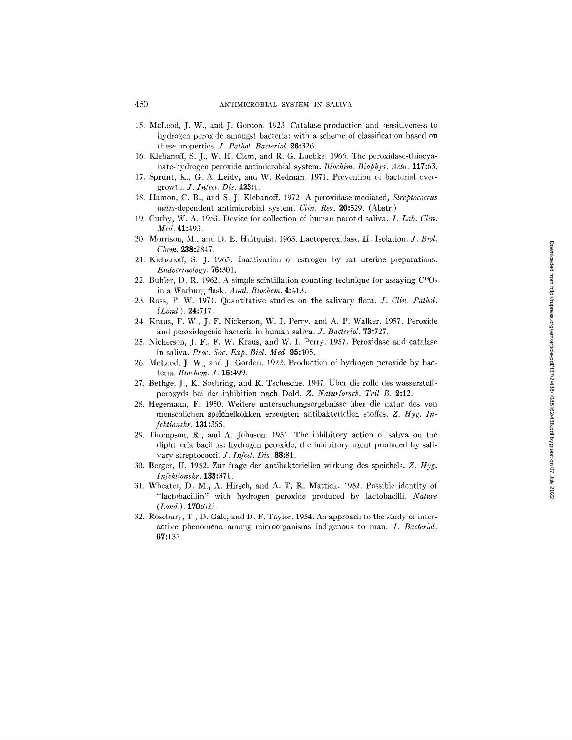15. McLeod, J. W., and J. Gordon. 1923. Catalase production and sensitiveness to hydrogen peroxide amongst bacteria: with a scheme of classification based on these properties. *J. Pathol. Bacteriol.* **26:**326.
16. Klebanoff, S. J., W. H. Clem, and R. G. Luebke. 1966. The peroxidase-thiocyanate-hydrogen peroxide antimicrobial system. *Biochim. Biophys. Acta.* **117:**63.
17. Sprunt, K., G. A. Leidy, and W. Redman. 1971. Prevention of bacterial overgrowth. *J. Infect. Dis.* **123:**1.
18. Hamon, C. B., and S. J. Klebanoff. 1972. A peroxidase-mediated, *Streptococcus mitis*-dependent antimicrobial system. *Clin. Res.* **20:**529. (Abstr.)
19. Curby, W. A. 1953. Device for collection of human parotid saliva. *J. Lab. Clin. Med.* **41:**493.
20. Morrison, M., and D. E. Hultquist. 1963. Lactoperoxidase. II. Isolation. *J. Biol. Chem.* **238:**2847.
21. Klebanoff, S. J. 1965. Inactivation of estrogen by rat uterine preparations. *Endocrinology.* **76:**301.
22. Buhler, D. R. 1962. A simple scintillation counting technique for assaying $C^{14}O_2$ in a Warburg flask. *Anal. Biochem.* **4:**413.
23. Ross, P. W. 1971. Quantitative studies on the salivary flora. *J. Clin. Pathol. (Lond.).* **24:**717.
24. Kraus, F. W., J. F. Nickerson, W. I. Perry, and A. P. Walker. 1957. Peroxide and peroxidogenic bacteria in human saliva. *J. Bacteriol.* **73:**727.
25. Nickerson, J. F., F. W. Kraus, and W. I. Perry. 1957. Peroxidase and catalase in saliva. *Proc. Soc. Exp. Biol. Med.* **95:**405.
26. McLeod, J. W., and J. Gordon. 1922. Production of hydrogen peroxide by bacteria. *Biochem. J.* **16:**499.
27. Bethge, J., K. Soehring, and R. Tschesche. 1947. Über die rolle des wasserstoffperoxyds bei der inhibition nach Dold. *Z. Naturforsch. Teil B.* **2:**12.
28. Hegemann, F. 1950. Weitere untersuchungsergebnisse über die natur des von menschlichen speichelkokken erzeugten antibakteriellen stoffes. *Z. Hyg. Infektionskr.* **131:**355.
29. Thompson, R., and A. Johnson. 1951. The inhibitory action of saliva on the diphtheria bacillus: hydrogen peroxide, the inhibitory agent produced by salivary streptococci. *J. Infect. Dis.* **88:**81.
30. Berger, U. 1952. Zur frage der antibakteriellen wirkung des speichels. *Z. Hyg. Infektionskr.* **133:**371.
31. Wheater, D. M., A. Hirsch, and A. T. R. Mattick. 1952. Possible identity of "lactobacillin" with hydrogen peroxide produced by lactobacilli. *Nature (Lond.).* **170:**623.
32. Rosebury, T., D. Gale, and D. F. Taylor. 1954. An approach to the study of interactive phenomena among microorganisms indigenous to man. *J. Bacteriol.* **67:**135.